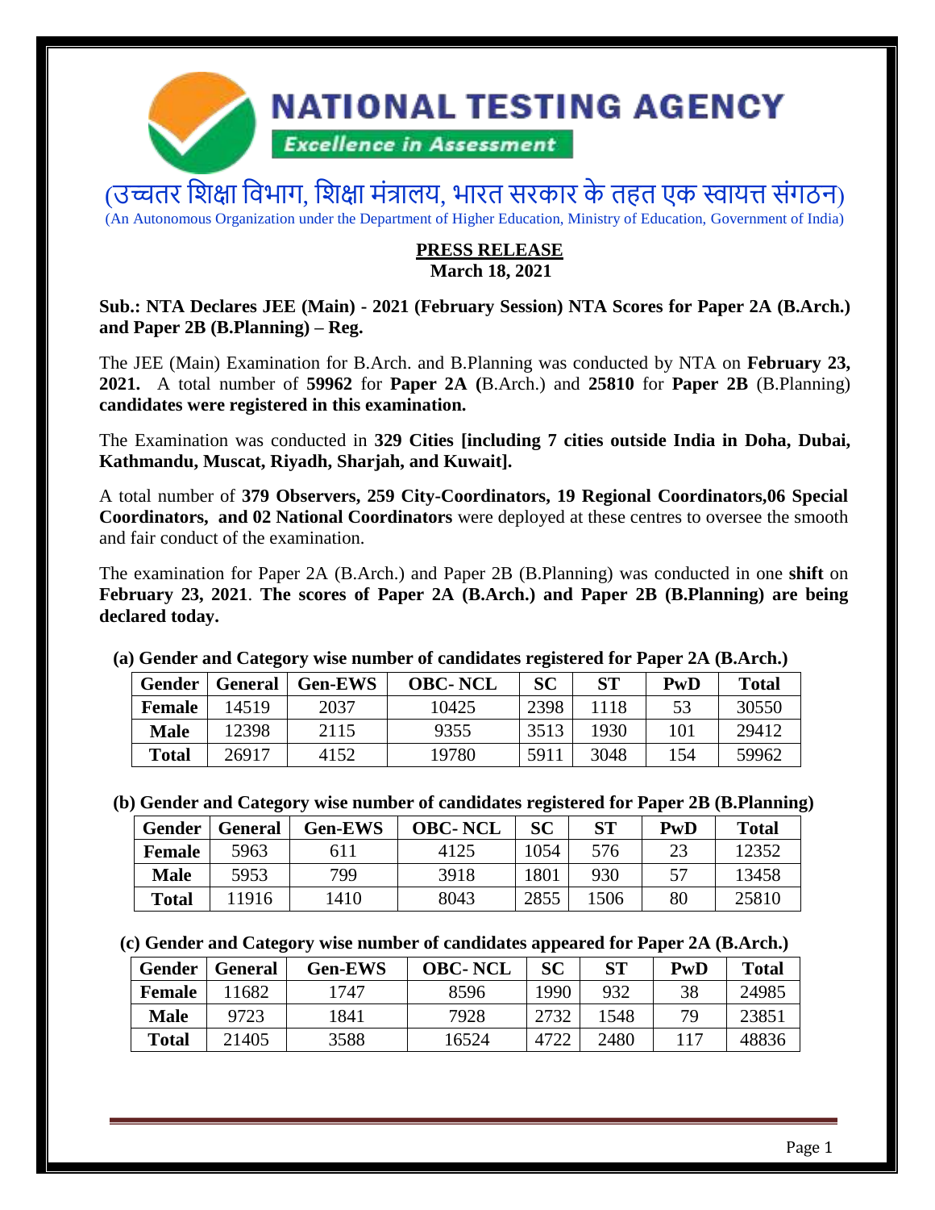# NATIONAL TESTING AGENCY

*Excellence in Assessment*

(उच्चतर शिक्षा विभाग, शिक्षा मंत्रालय, भारत सरकार के तहत एक स्वायत्त संगठन)

(An Autonomous Organization under the Department of Higher Education, Ministry of Education, Government of India)

**PRESS RELEASE**

**March 18, 2021**

**Sub.: NTA Declares JEE (Main) - 2021 (February Session) NTA Scores for Paper 2A (B.Arch.) and Paper 2B (B.Planning) – Reg.**

The JEE (Main) Examination for B.Arch. and B.Planning was conducted by NTA on **February 23, 2021.** A total number of **59962** for **Paper 2A (**B.Arch.) and **25810** for **Paper 2B** (B.Planning) **candidates were registered in this examination.**

The Examination was conducted in **329 Cities [including 7 cities outside India in Doha, Dubai, Kathmandu, Muscat, Riyadh, Sharjah, and Kuwait].**

A total number of **379 Observers, 259 City-Coordinators, 19 Regional Coordinators,06 Special Coordinators, and 02 National Coordinators** were deployed at these centres to oversee the smooth and fair conduct of the examination.

The examination for Paper 2A (B.Arch.) and Paper 2B (B.Planning) was conducted in one **shift** on **February 23, 2021**. **The scores of Paper 2A (B.Arch.) and Paper 2B (B.Planning) are being declared today.**

**(a) Gender and Category wise number of candidates registered for Paper 2A (B.Arch.)**

| Gender | General | Gen-EWS | OBC- NCL | SC | ST | PwD | Total |
|---|---|---|---|---|---|---|---|
| Female | 14519 | 2037 | 10425 | 2398 | 1118 | 53 | 30550 |
| Male | 12398 | 2115 | 9355 | 3513 | 1930 | 101 | 29412 |
| Total | 26917 | 4152 | 19780 | 5911 | 3048 | 154 | 59962 |

**(b) Gender and Category wise number of candidates registered for Paper 2B (B.Planning)**

| Gender | General | Gen-EWS | OBC- NCL | SC | ST | PwD | Total |
|---|---|---|---|---|---|---|---|
| Female | 5963 | 611 | 4125 | 1054 | 576 | 23 | 12352 |
| Male | 5953 | 799 | 3918 | 1801 | 930 | 57 | 13458 |
| Total | 11916 | 1410 | 8043 | 2855 | 1506 | 80 | 25810 |

**(c) Gender and Category wise number of candidates appeared for Paper 2A (B.Arch.)**

| Gender | General | Gen-EWS | OBC- NCL | SC | ST | PwD | Total |
|---|---|---|---|---|---|---|---|
| Female | 11682 | 1747 | 8596 | 1990 | 932 | 38 | 24985 |
| Male | 9723 | 1841 | 7928 | 2732 | 1548 | 79 | 23851 |
| Total | 21405 | 3588 | 16524 | 4722 | 2480 | 117 | 48836 |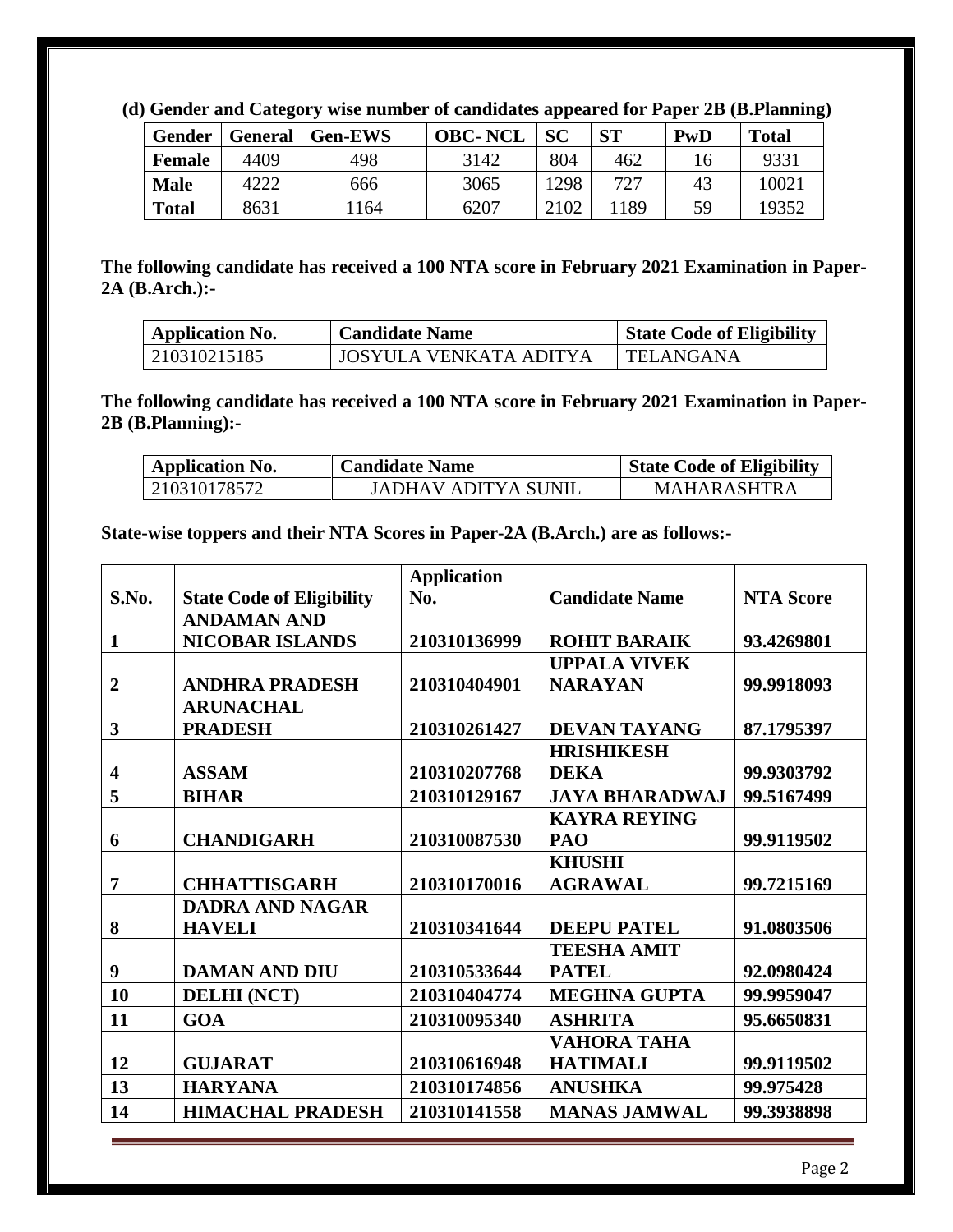**(d) Gender and Category wise number of candidates appeared for Paper 2B (B.Planning)**

| Gender | General | Gen-EWS | OBC- NCL | SC | ST | PwD | Total |
|---|---|---|---|---|---|---|---|
| **Female** | 4409 | 498 | 3142 | 804 | 462 | 16 | 9331 |
| **Male** | 4222 | 666 | 3065 | 1298 | 727 | 43 | 10021 |
| **Total** | 8631 | 1164 | 6207 | 2102 | 1189 | 59 | 19352 |

**The following candidate has received a 100 NTA score in February 2021 Examination in Paper-2A (B.Arch.):-**

| Application No. | Candidate Name | State Code of Eligibility |
|---|---|---|
| 210310215185 | JOSYULA VENKATA ADITYA | TELANGANA |

**The following candidate has received a 100 NTA score in February 2021 Examination in Paper-2B (B.Planning):-**

| Application No. | Candidate Name | State Code of Eligibility |
|---|---|---|
| 210310178572 | JADHAV ADITYA SUNIL | MAHARASHTRA |

**State-wise toppers and their NTA Scores in Paper-2A (B.Arch.) are as follows:-**

| S.No. | State Code of Eligibility | Application No. | Candidate Name | NTA Score |
|---|---|---|---|---|
| 1 | ANDAMAN AND NICOBAR ISLANDS | 210310136999 | ROHIT BARAIK | 93.4269801 |
| 2 | ANDHRA PRADESH | 210310404901 | UPPALA VIVEK NARAYAN | 99.9918093 |
| 3 | ARUNACHAL PRADESH | 210310261427 | DEVAN TAYANG | 87.1795397 |
| 4 | ASSAM | 210310207768 | HRISHIKESH DEKA | 99.9303792 |
| 5 | BIHAR | 210310129167 | JAYA BHARADWAJ | 99.5167499 |
| 6 | CHANDIGARH | 210310087530 | KAYRA REYING PAO | 99.9119502 |
| 7 | CHHATTISGARH | 210310170016 | KHUSHI AGRAWAL | 99.7215169 |
| 8 | DADRA AND NAGAR HAVELI | 210310341644 | DEEPU PATEL | 91.0803506 |
| 9 | DAMAN AND DIU | 210310533644 | TEESHA AMIT PATEL | 92.0980424 |
| 10 | DELHI (NCT) | 210310404774 | MEGHNA GUPTA | 99.9959047 |
| 11 | GOA | 210310095340 | ASHRITA | 95.6650831 |
| 12 | GUJARAT | 210310616948 | VAHORA TAHA HATIMALI | 99.9119502 |
| 13 | HARYANA | 210310174856 | ANUSHKA | 99.975428 |
| 14 | HIMACHAL PRADESH | 210310141558 | MANAS JAMWAL | 99.3938898 |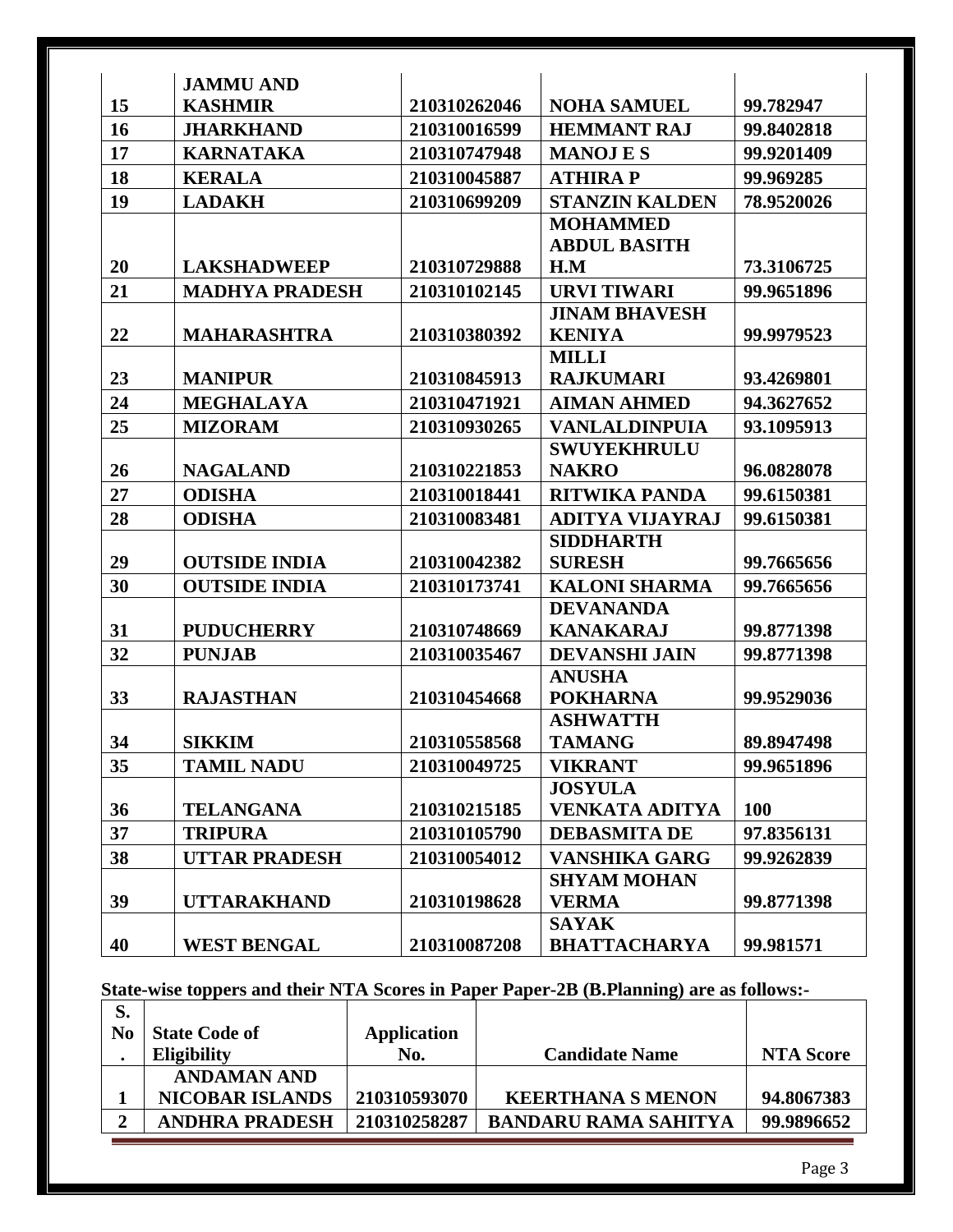| | | | | |
|---|---|---|---|---|
| 15 | JAMMU AND KASHMIR | 210310262046 | NOHA SAMUEL | 99.782947 |
| 16 | JHARKHAND | 210310016599 | HEMMANT RAJ | 99.8402818 |
| 17 | KARNATAKA | 210310747948 | MANOJ E S | 99.9201409 |
| 18 | KERALA | 210310045887 | ATHIRA P | 99.969285 |
| 19 | LADAKH | 210310699209 | STANZIN KALDEN | 78.9520026 |
| 20 | LAKSHADWEEP | 210310729888 | MOHAMMED ABDUL BASITH H.M | 73.3106725 |
| 21 | MADHYA PRADESH | 210310102145 | URVI TIWARI | 99.9651896 |
| 22 | MAHARASHTRA | 210310380392 | JINAM BHAVESH KENIYA | 99.9979523 |
| 23 | MANIPUR | 210310845913 | MILLI RAJKUMARI | 93.4269801 |
| 24 | MEGHALAYA | 210310471921 | AIMAN AHMED | 94.3627652 |
| 25 | MIZORAM | 210310930265 | VANLALDINPUIA | 93.1095913 |
| 26 | NAGALAND | 210310221853 | SWUYEKHRULU NAKRO | 96.0828078 |
| 27 | ODISHA | 210310018441 | RITWIKA PANDA | 99.6150381 |
| 28 | ODISHA | 210310083481 | ADITYA VIJAYRAJ | 99.6150381 |
| 29 | OUTSIDE INDIA | 210310042382 | SIDDHARTH SURESH | 99.7665656 |
| 30 | OUTSIDE INDIA | 210310173741 | KALONI SHARMA | 99.7665656 |
| 31 | PUDUCHERRY | 210310748669 | DEVANANDA KANAKARAJ | 99.8771398 |
| 32 | PUNJAB | 210310035467 | DEVANSHI JAIN | 99.8771398 |
| 33 | RAJASTHAN | 210310454668 | ANUSHA POKHARNA | 99.9529036 |
| 34 | SIKKIM | 210310558568 | ASHWATTH TAMANG | 89.8947498 |
| 35 | TAMIL NADU | 210310049725 | VIKRANT | 99.9651896 |
| 36 | TELANGANA | 210310215185 | JOSYULA VENKATA ADITYA | 100 |
| 37 | TRIPURA | 210310105790 | DEBASMITA DE | 97.8356131 |
| 38 | UTTAR PRADESH | 210310054012 | VANSHIKA GARG | 99.9262839 |
| 39 | UTTARAKHAND | 210310198628 | SHYAM MOHAN VERMA | 99.8771398 |
| 40 | WEST BENGAL | 210310087208 | SAYAK BHATTACHARYA | 99.981571 |

**State-wise toppers and their NTA Scores in Paper Paper-2B (B.Planning) are as follows:-**

| S. No. | State Code of Eligibility | Application No. | Candidate Name | NTA Score |
|---|---|---|---|---|
| 1 | ANDAMAN AND NICOBAR ISLANDS | 210310593070 | KEERTHANA S MENON | 94.8067383 |
| 2 | ANDHRA PRADESH | 210310258287 | BANDARU RAMA SAHITYA | 99.9896652 |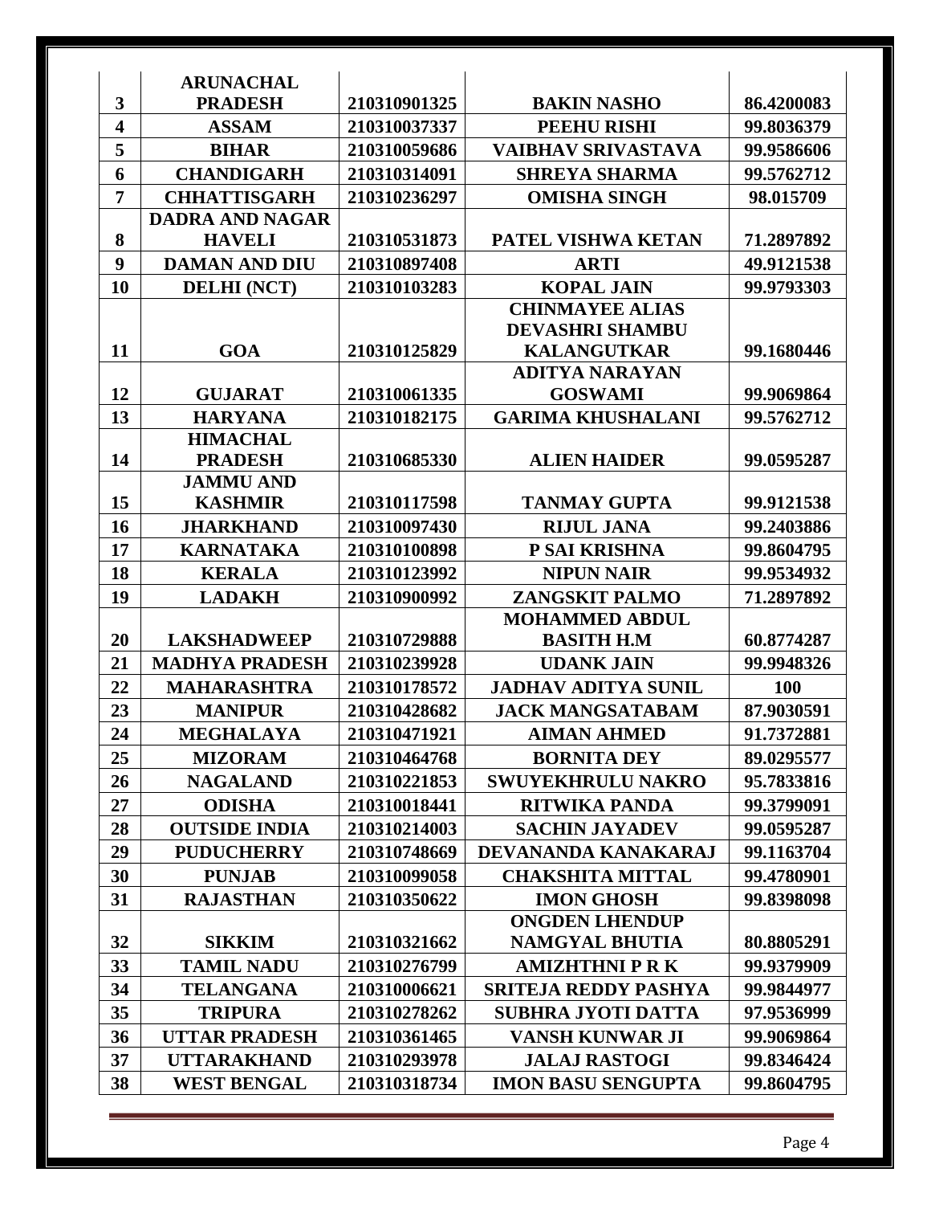| 3 | ARUNACHAL PRADESH | 210310901325 | BAKIN NASHO | 86.4200083 |
|---|---|---|---|---|
| 4 | ASSAM | 210310037337 | PEEHU RISHI | 99.8036379 |
| 5 | BIHAR | 210310059686 | VAIBHAV SRIVASTAVA | 99.9586606 |
| 6 | CHANDIGARH | 210310314091 | SHREYA SHARMA | 99.5762712 |
| 7 | CHHATTISGARH | 210310236297 | OMISHA SINGH | 98.015709 |
| 8 | DADRA AND NAGAR HAVELI | 210310531873 | PATEL VISHWA KETAN | 71.2897892 |
| 9 | DAMAN AND DIU | 210310897408 | ARTI | 49.9121538 |
| 10 | DELHI (NCT) | 210310103283 | KOPAL JAIN | 99.9793303 |
| 11 | GOA | 210310125829 | CHINMAYEE ALIAS DEVASHRI SHAMBU KALANGUTKAR | 99.1680446 |
| 12 | GUJARAT | 210310061335 | ADITYA NARAYAN GOSWAMI | 99.9069864 |
| 13 | HARYANA | 210310182175 | GARIMA KHUSHALANI | 99.5762712 |
| 14 | HIMACHAL PRADESH | 210310685330 | ALIEN HAIDER | 99.0595287 |
| 15 | JAMMU AND KASHMIR | 210310117598 | TANMAY GUPTA | 99.9121538 |
| 16 | JHARKHAND | 210310097430 | RIJUL JANA | 99.2403886 |
| 17 | KARNATAKA | 210310100898 | P SAI KRISHNA | 99.8604795 |
| 18 | KERALA | 210310123992 | NIPUN NAIR | 99.9534932 |
| 19 | LADAKH | 210310900992 | ZANGSKIT PALMO | 71.2897892 |
| 20 | LAKSHADWEEP | 210310729888 | MOHAMMED ABDUL BASITH H.M | 60.8774287 |
| 21 | MADHYA PRADESH | 210310239928 | UDANK JAIN | 99.9948326 |
| 22 | MAHARASHTRA | 210310178572 | JADHAV ADITYA SUNIL | 100 |
| 23 | MANIPUR | 210310428682 | JACK MANGSATABAM | 87.9030591 |
| 24 | MEGHALAYA | 210310471921 | AIMAN AHMED | 91.7372881 |
| 25 | MIZORAM | 210310464768 | BORNITA DEY | 89.0295577 |
| 26 | NAGALAND | 210310221853 | SWUYEKHRULU NAKRO | 95.7833816 |
| 27 | ODISHA | 210310018441 | RITWIKA PANDA | 99.3799091 |
| 28 | OUTSIDE INDIA | 210310214003 | SACHIN JAYADEV | 99.0595287 |
| 29 | PUDUCHERRY | 210310748669 | DEVANANDA KANAKARAJ | 99.1163704 |
| 30 | PUNJAB | 210310099058 | CHAKSHITA MITTAL | 99.4780901 |
| 31 | RAJASTHAN | 210310350622 | IMON GHOSH | 99.8398098 |
| 32 | SIKKIM | 210310321662 | ONGDEN LHENDUP NAMGYAL BHUTIA | 80.8805291 |
| 33 | TAMIL NADU | 210310276799 | AMIZHTHNI P R K | 99.9379909 |
| 34 | TELANGANA | 210310006621 | SRITEJA REDDY PASHYA | 99.9844977 |
| 35 | TRIPURA | 210310278262 | SUBHRA JYOTI DATTA | 97.9536999 |
| 36 | UTTAR PRADESH | 210310361465 | VANSH KUNWAR JI | 99.9069864 |
| 37 | UTTARAKHAND | 210310293978 | JALAJ RASTOGI | 99.8346424 |
| 38 | WEST BENGAL | 210310318734 | IMON BASU SENGUPTA | 99.8604795 |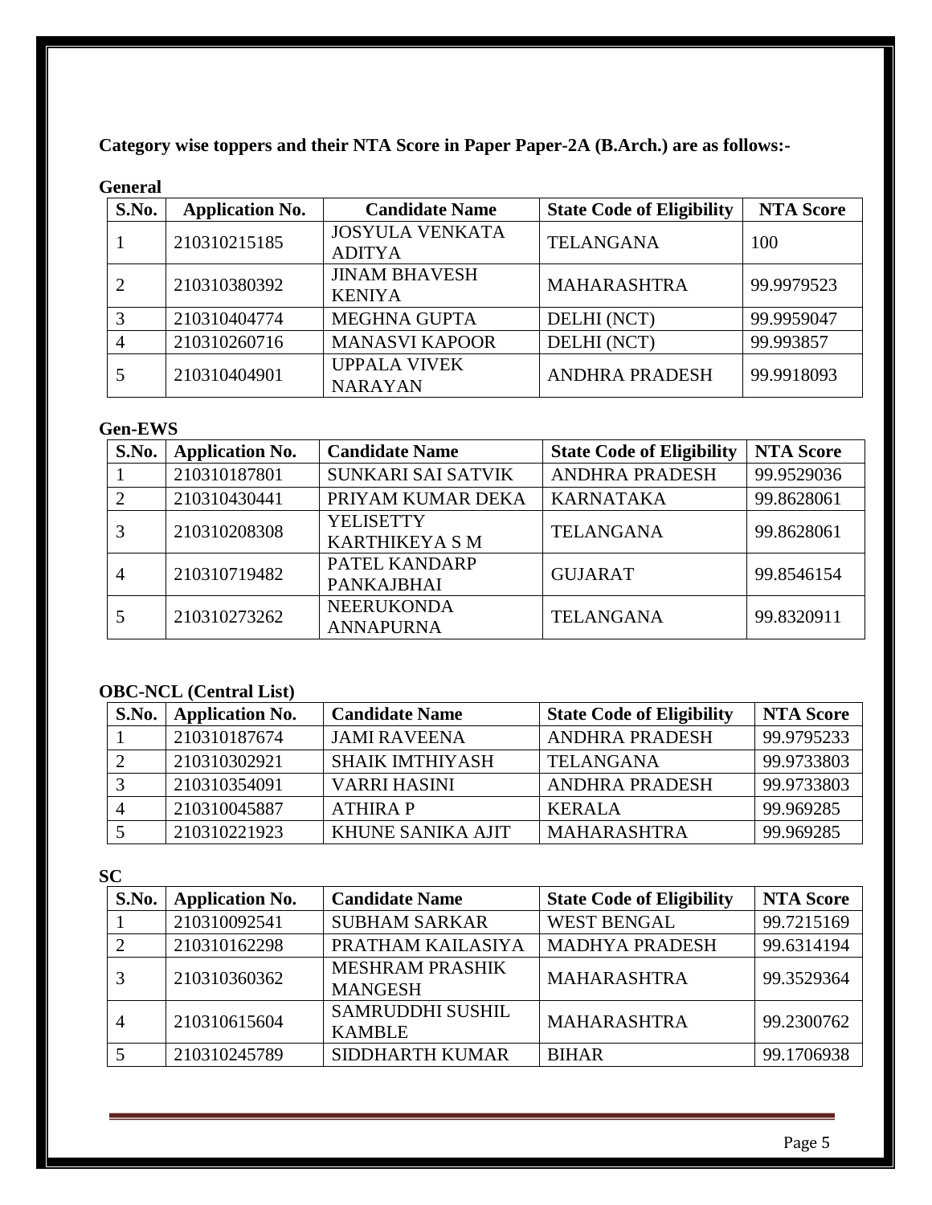**Category wise toppers and their NTA Score in Paper Paper-2A (B.Arch.) are as follows:-**

**General**

| S.No. | Application No. | Candidate Name | State Code of Eligibility | NTA Score |
|---|---|---|---|---|
| 1 | 210310215185 | JOSYULA VENKATA ADITYA | TELANGANA | 100 |
| 2 | 210310380392 | JINAM BHAVESH KENIYA | MAHARASHTRA | 99.9979523 |
| 3 | 210310404774 | MEGHNA GUPTA | DELHI (NCT) | 99.9959047 |
| 4 | 210310260716 | MANASVI KAPOOR | DELHI (NCT) | 99.993857 |
| 5 | 210310404901 | UPPALA VIVEK NARAYAN | ANDHRA PRADESH | 99.9918093 |

**Gen-EWS**

| S.No. | Application No. | Candidate Name | State Code of Eligibility | NTA Score |
|---|---|---|---|---|
| 1 | 210310187801 | SUNKARI SAI SATVIK | ANDHRA PRADESH | 99.9529036 |
| 2 | 210310430441 | PRIYAM KUMAR DEKA | KARNATAKA | 99.8628061 |
| 3 | 210310208308 | YELISETTY KARTHIKEYA S M | TELANGANA | 99.8628061 |
| 4 | 210310719482 | PATEL KANDARP PANKAJBHAI | GUJARAT | 99.8546154 |
| 5 | 210310273262 | NEERUKONDA ANNAPURNA | TELANGANA | 99.8320911 |

**OBC-NCL (Central List)**

| S.No. | Application No. | Candidate Name | State Code of Eligibility | NTA Score |
|---|---|---|---|---|
| 1 | 210310187674 | JAMI RAVEENA | ANDHRA PRADESH | 99.9795233 |
| 2 | 210310302921 | SHAIK IMTHIYASH | TELANGANA | 99.9733803 |
| 3 | 210310354091 | VARRI HASINI | ANDHRA PRADESH | 99.9733803 |
| 4 | 210310045887 | ATHIRA P | KERALA | 99.969285 |
| 5 | 210310221923 | KHUNE SANIKA AJIT | MAHARASHTRA | 99.969285 |

**SC**

| S.No. | Application No. | Candidate Name | State Code of Eligibility | NTA Score |
|---|---|---|---|---|
| 1 | 210310092541 | SUBHAM SARKAR | WEST BENGAL | 99.7215169 |
| 2 | 210310162298 | PRATHAM KAILASIYA | MADHYA PRADESH | 99.6314194 |
| 3 | 210310360362 | MESHRAM PRASHIK MANGESH | MAHARASHTRA | 99.3529364 |
| 4 | 210310615604 | SAMRUDDHI SUSHIL KAMBLE | MAHARASHTRA | 99.2300762 |
| 5 | 210310245789 | SIDDHARTH KUMAR | BIHAR | 99.1706938 |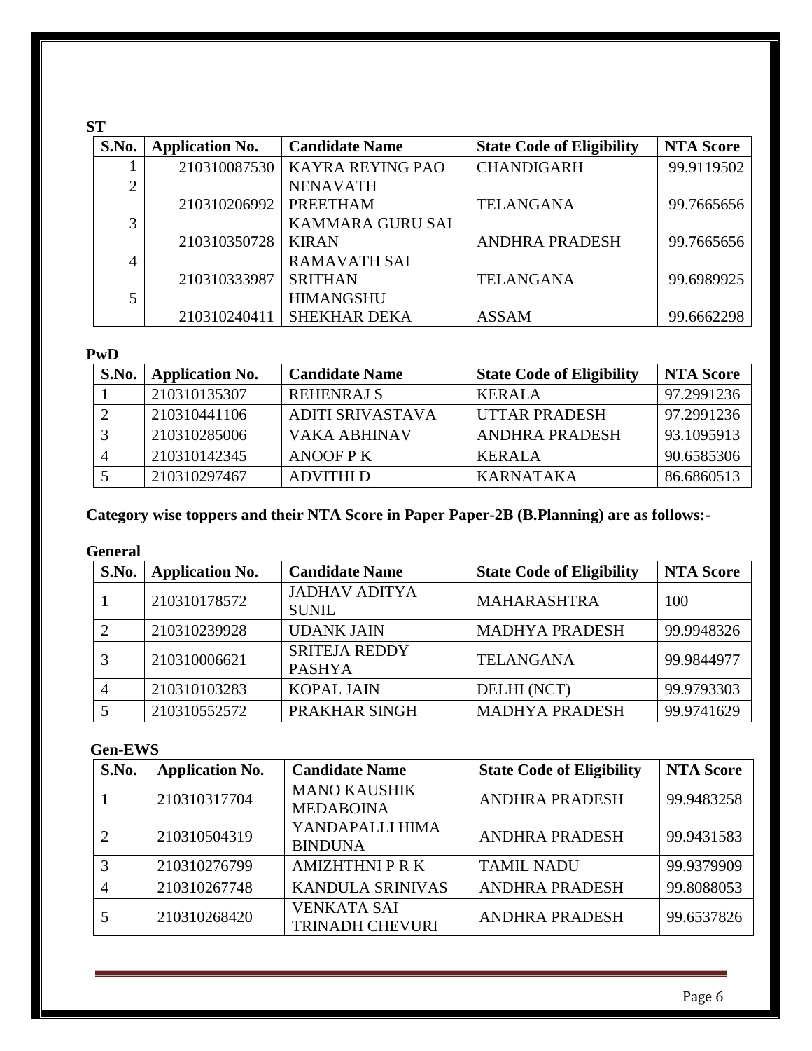**ST**

| S.No. | Application No. | Candidate Name | State Code of Eligibility | NTA Score |
|---|---|---|---|---|
| 1 | 210310087530 | KAYRA REYING PAO | CHANDIGARH | 99.9119502 |
| 2 | 210310206992 | NENAVATH PREETHAM | TELANGANA | 99.7665656 |
| 3 | 210310350728 | KAMMARA GURU SAI KIRAN | ANDHRA PRADESH | 99.7665656 |
| 4 | 210310333987 | RAMAVATH SAI SRITHAN | TELANGANA | 99.6989925 |
| 5 | 210310240411 | HIMANGSHU SHEKHAR DEKA | ASSAM | 99.6662298 |

**PwD**

| S.No. | Application No. | Candidate Name | State Code of Eligibility | NTA Score |
|---|---|---|---|---|
| 1 | 210310135307 | REHENRAJ S | KERALA | 97.2991236 |
| 2 | 210310441106 | ADITI SRIVASTAVA | UTTAR PRADESH | 97.2991236 |
| 3 | 210310285006 | VAKA ABHINAV | ANDHRA PRADESH | 93.1095913 |
| 4 | 210310142345 | ANOOF P K | KERALA | 90.6585306 |
| 5 | 210310297467 | ADVITHI D | KARNATAKA | 86.6860513 |

**Category wise toppers and their NTA Score in Paper Paper-2B (B.Planning) are as follows:-**

**General**

| S.No. | Application No. | Candidate Name | State Code of Eligibility | NTA Score |
|---|---|---|---|---|
| 1 | 210310178572 | JADHAV ADITYA SUNIL | MAHARASHTRA | 100 |
| 2 | 210310239928 | UDANK JAIN | MADHYA PRADESH | 99.9948326 |
| 3 | 210310006621 | SRITEJA REDDY PASHYA | TELANGANA | 99.9844977 |
| 4 | 210310103283 | KOPAL JAIN | DELHI (NCT) | 99.9793303 |
| 5 | 210310552572 | PRAKHAR SINGH | MADHYA PRADESH | 99.9741629 |

**Gen-EWS**

| S.No. | Application No. | Candidate Name | State Code of Eligibility | NTA Score |
|---|---|---|---|---|
| 1 | 210310317704 | MANO KAUSHIK MEDABOINA | ANDHRA PRADESH | 99.9483258 |
| 2 | 210310504319 | YANDAPALLI HIMA BINDUNA | ANDHRA PRADESH | 99.9431583 |
| 3 | 210310276799 | AMIZHTHNI P R K | TAMIL NADU | 99.9379909 |
| 4 | 210310267748 | KANDULA SRINIVAS | ANDHRA PRADESH | 99.8088053 |
| 5 | 210310268420 | VENKATA SAI TRINADH CHEVURI | ANDHRA PRADESH | 99.6537826 |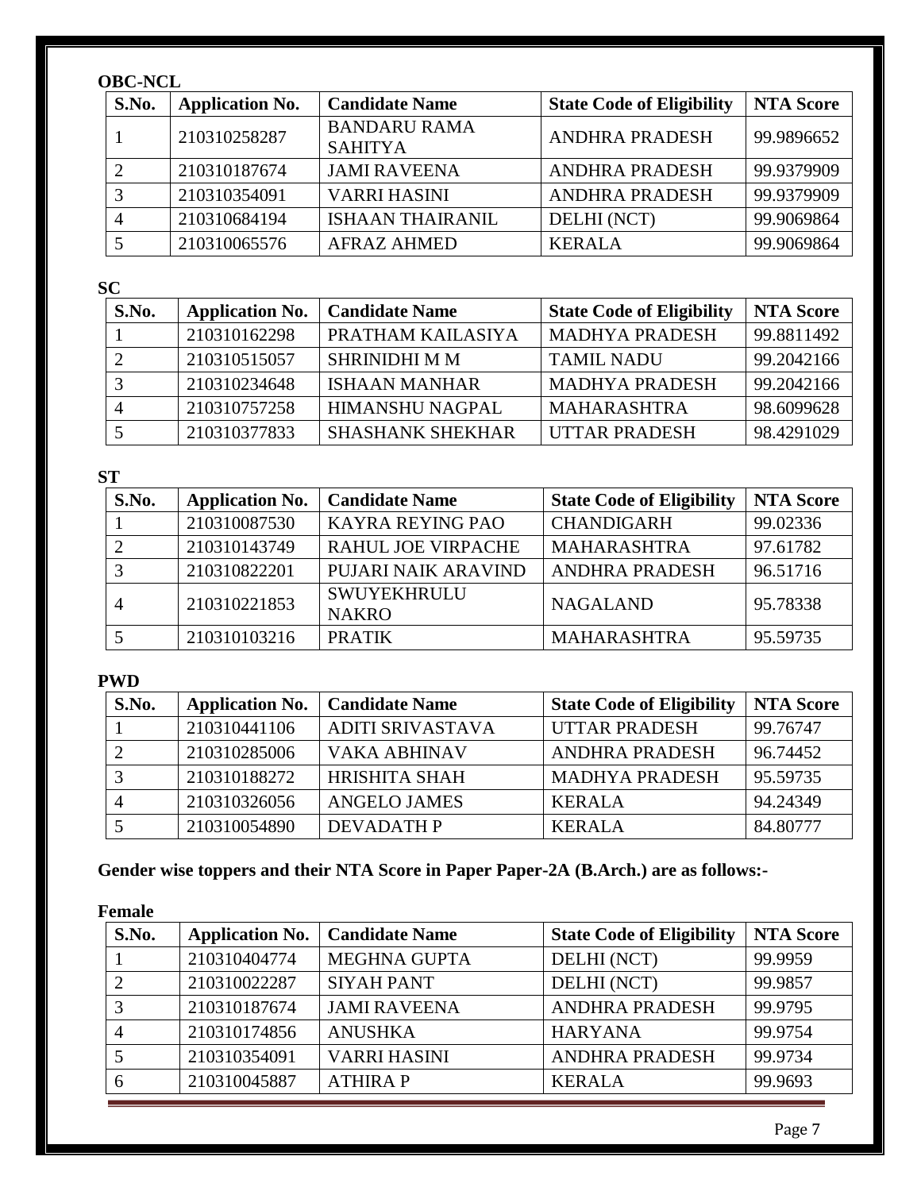**OBC-NCL**

| S.No. | Application No. | Candidate Name | State Code of Eligibility | NTA Score |
|---|---|---|---|---|
| 1 | 210310258287 | BANDARU RAMA SAHITYA | ANDHRA PRADESH | 99.9896652 |
| 2 | 210310187674 | JAMI RAVEENA | ANDHRA PRADESH | 99.9379909 |
| 3 | 210310354091 | VARRI HASINI | ANDHRA PRADESH | 99.9379909 |
| 4 | 210310684194 | ISHAAN THAIRANIL | DELHI (NCT) | 99.9069864 |
| 5 | 210310065576 | AFRAZ AHMED | KERALA | 99.9069864 |

**SC**

| S.No. | Application No. | Candidate Name | State Code of Eligibility | NTA Score |
|---|---|---|---|---|
| 1 | 210310162298 | PRATHAM KAILASIYA | MADHYA PRADESH | 99.8811492 |
| 2 | 210310515057 | SHRINIDHI M M | TAMIL NADU | 99.2042166 |
| 3 | 210310234648 | ISHAAN MANHAR | MADHYA PRADESH | 99.2042166 |
| 4 | 210310757258 | HIMANSHU NAGPAL | MAHARASHTRA | 98.6099628 |
| 5 | 210310377833 | SHASHANK SHEKHAR | UTTAR PRADESH | 98.4291029 |

**ST**

| S.No. | Application No. | Candidate Name | State Code of Eligibility | NTA Score |
|---|---|---|---|---|
| 1 | 210310087530 | KAYRA REYING PAO | CHANDIGARH | 99.02336 |
| 2 | 210310143749 | RAHUL JOE VIRPACHE | MAHARASHTRA | 97.61782 |
| 3 | 210310822201 | PUJARI NAIK ARAVIND | ANDHRA PRADESH | 96.51716 |
| 4 | 210310221853 | SWUYEKHRULU NAKRO | NAGALAND | 95.78338 |
| 5 | 210310103216 | PRATIK | MAHARASHTRA | 95.59735 |

**PWD**

| S.No. | Application No. | Candidate Name | State Code of Eligibility | NTA Score |
|---|---|---|---|---|
| 1 | 210310441106 | ADITI SRIVASTAVA | UTTAR PRADESH | 99.76747 |
| 2 | 210310285006 | VAKA ABHINAV | ANDHRA PRADESH | 96.74452 |
| 3 | 210310188272 | HRISHITA SHAH | MADHYA PRADESH | 95.59735 |
| 4 | 210310326056 | ANGELO JAMES | KERALA | 94.24349 |
| 5 | 210310054890 | DEVADATH P | KERALA | 84.80777 |

**Gender wise toppers and their NTA Score in Paper Paper-2A (B.Arch.) are as follows:-**

**Female**

| S.No. | Application No. | Candidate Name | State Code of Eligibility | NTA Score |
|---|---|---|---|---|
| 1 | 210310404774 | MEGHNA GUPTA | DELHI (NCT) | 99.9959 |
| 2 | 210310022287 | SIYAH PANT | DELHI (NCT) | 99.9857 |
| 3 | 210310187674 | JAMI RAVEENA | ANDHRA PRADESH | 99.9795 |
| 4 | 210310174856 | ANUSHKA | HARYANA | 99.9754 |
| 5 | 210310354091 | VARRI HASINI | ANDHRA PRADESH | 99.9734 |
| 6 | 210310045887 | ATHIRA P | KERALA | 99.9693 |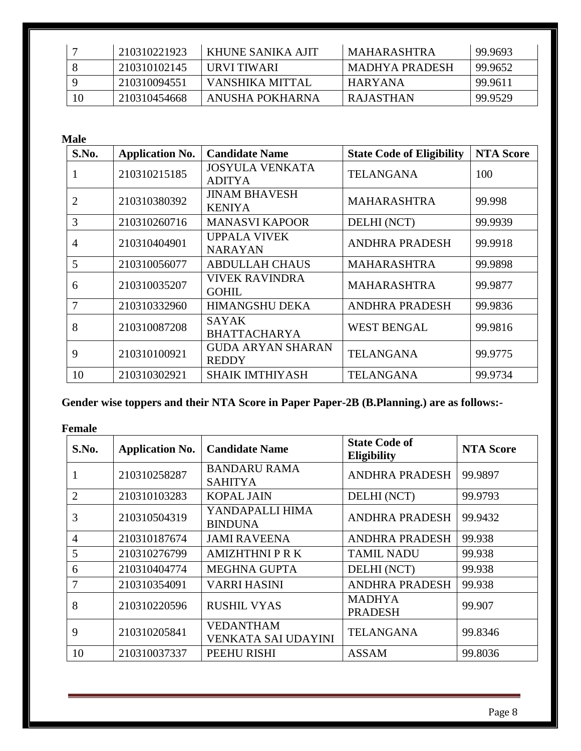| 7 | 210310221923 | KHUNE SANIKA AJIT | MAHARASHTRA | 99.9693 |
|---|---|---|---|---|
| 8 | 210310102145 | URVI TIWARI | MADHYA PRADESH | 99.9652 |
| 9 | 210310094551 | VANSHIKA MITTAL | HARYANA | 99.9611 |
| 10 | 210310454668 | ANUSHA POKHARNA | RAJASTHAN | 99.9529 |

**Male**

| S.No. | Application No. | Candidate Name | State Code of Eligibility | NTA Score |
|---|---|---|---|---|
| 1 | 210310215185 | JOSYULA VENKATA ADITYA | TELANGANA | 100 |
| 2 | 210310380392 | JINAM BHAVESH KENIYA | MAHARASHTRA | 99.998 |
| 3 | 210310260716 | MANASVI KAPOOR | DELHI (NCT) | 99.9939 |
| 4 | 210310404901 | UPPALA VIVEK NARAYAN | ANDHRA PRADESH | 99.9918 |
| 5 | 210310056077 | ABDULLAH CHAUS | MAHARASHTRA | 99.9898 |
| 6 | 210310035207 | VIVEK RAVINDRA GOHIL | MAHARASHTRA | 99.9877 |
| 7 | 210310332960 | HIMANGSHU DEKA | ANDHRA PRADESH | 99.9836 |
| 8 | 210310087208 | SAYAK BHATTACHARYA | WEST BENGAL | 99.9816 |
| 9 | 210310100921 | GUDA ARYAN SHARAN REDDY | TELANGANA | 99.9775 |
| 10 | 210310302921 | SHAIK IMTHIYASH | TELANGANA | 99.9734 |

**Gender wise toppers and their NTA Score in Paper Paper-2B (B.Planning.) are as follows:-**

**Female**

| S.No. | Application No. | Candidate Name | State Code of Eligibility | NTA Score |
|---|---|---|---|---|
| 1 | 210310258287 | BANDARU RAMA SAHITYA | ANDHRA PRADESH | 99.9897 |
| 2 | 210310103283 | KOPAL JAIN | DELHI (NCT) | 99.9793 |
| 3 | 210310504319 | YANDAPALLI HIMA BINDUNA | ANDHRA PRADESH | 99.9432 |
| 4 | 210310187674 | JAMI RAVEENA | ANDHRA PRADESH | 99.938 |
| 5 | 210310276799 | AMIZHTHNI P R K | TAMIL NADU | 99.938 |
| 6 | 210310404774 | MEGHNA GUPTA | DELHI (NCT) | 99.938 |
| 7 | 210310354091 | VARRI HASINI | ANDHRA PRADESH | 99.938 |
| 8 | 210310220596 | RUSHIL VYAS | MADHYA PRADESH | 99.907 |
| 9 | 210310205841 | VEDANTHAM VENKATA SAI UDAYINI | TELANGANA | 99.8346 |
| 10 | 210310037337 | PEEHU RISHI | ASSAM | 99.8036 |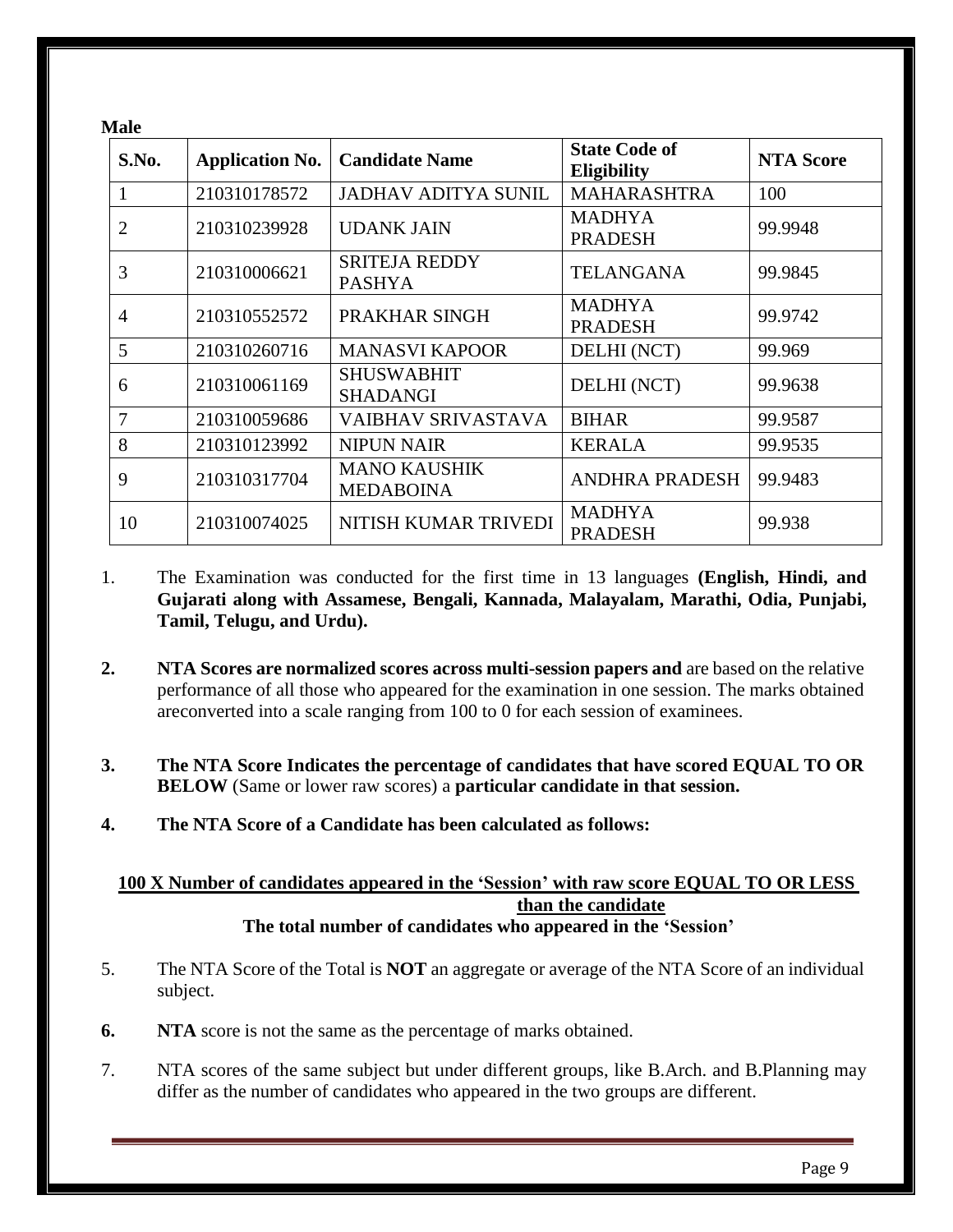**Male**

| S.No. | Application No. | Candidate Name | State Code of Eligibility | NTA Score |
|---|---|---|---|---|
| 1 | 210310178572 | JADHAV ADITYA SUNIL | MAHARASHTRA | 100 |
| 2 | 210310239928 | UDANK JAIN | MADHYA PRADESH | 99.9948 |
| 3 | 210310006621 | SRITEJA REDDY PASHYA | TELANGANA | 99.9845 |
| 4 | 210310552572 | PRAKHAR SINGH | MADHYA PRADESH | 99.9742 |
| 5 | 210310260716 | MANASVI KAPOOR | DELHI (NCT) | 99.969 |
| 6 | 210310061169 | SHUSWABHIT SHADANGI | DELHI (NCT) | 99.9638 |
| 7 | 210310059686 | VAIBHAV SRIVASTAVA | BIHAR | 99.9587 |
| 8 | 210310123992 | NIPUN NAIR | KERALA | 99.9535 |
| 9 | 210310317704 | MANO KAUSHIK MEDABOINA | ANDHRA PRADESH | 99.9483 |
| 10 | 210310074025 | NITISH KUMAR TRIVEDI | MADHYA PRADESH | 99.938 |

1. The Examination was conducted for the first time in 13 languages **(English, Hindi, and Gujarati along with Assamese, Bengali, Kannada, Malayalam, Marathi, Odia, Punjabi, Tamil, Telugu, and Urdu).**

2. **NTA Scores are normalized scores across multi-session papers and** are based on the relative performance of all those who appeared for the examination in one session. The marks obtained areconverted into a scale ranging from 100 to 0 for each session of examinees.

3. **The NTA Score Indicates the percentage of candidates that have scored EQUAL TO OR BELOW** (Same or lower raw scores) a **particular candidate in that session.**

4. **The NTA Score of a Candidate has been calculated as follows:**

**100 X Number of candidates appeared in the 'Session' with raw score EQUAL TO OR LESS than the candidate**
**The total number of candidates who appeared in the 'Session'**

5. The NTA Score of the Total is **NOT** an aggregate or average of the NTA Score of an individual subject.

6. **NTA** score is not the same as the percentage of marks obtained.

7. NTA scores of the same subject but under different groups, like B.Arch. and B.Planning may differ as the number of candidates who appeared in the two groups are different.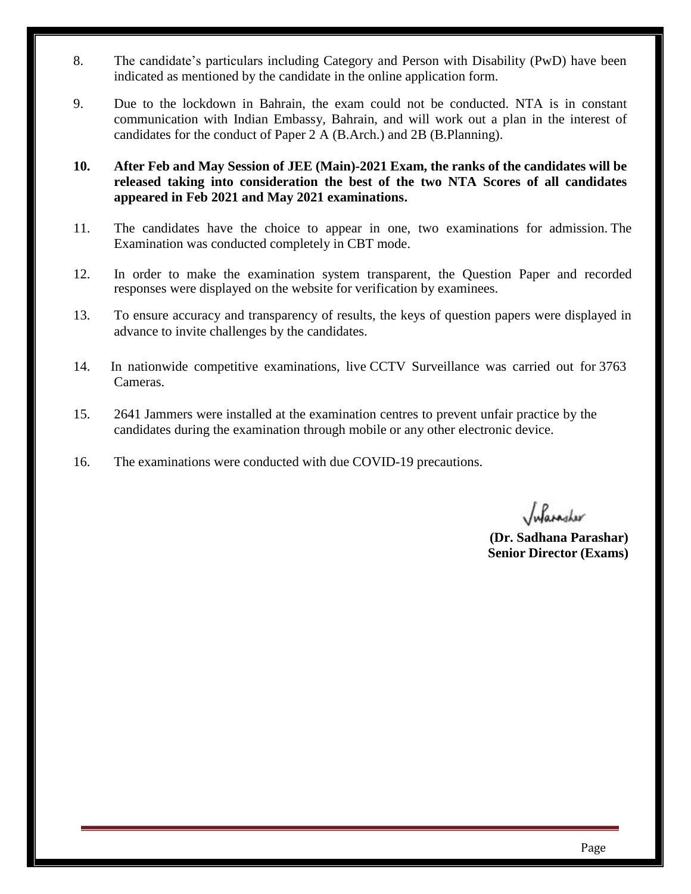8. The candidate's particulars including Category and Person with Disability (PwD) have been indicated as mentioned by the candidate in the online application form.

9. Due to the lockdown in Bahrain, the exam could not be conducted. NTA is in constant communication with Indian Embassy, Bahrain, and will work out a plan in the interest of candidates for the conduct of Paper 2 A (B.Arch.) and 2B (B.Planning).

**10. After Feb and May Session of JEE (Main)-2021 Exam, the ranks of the candidates will be released taking into consideration the best of the two NTA Scores of all candidates appeared in Feb 2021 and May 2021 examinations.**

11. The candidates have the choice to appear in one, two examinations for admission. The Examination was conducted completely in CBT mode.

12. In order to make the examination system transparent, the Question Paper and recorded responses were displayed on the website for verification by examinees.

13. To ensure accuracy and transparency of results, the keys of question papers were displayed in advance to invite challenges by the candidates.

14. In nationwide competitive examinations, live CCTV Surveillance was carried out for 3763 Cameras.

15. 2641 Jammers were installed at the examination centres to prevent unfair practice by the candidates during the examination through mobile or any other electronic device.

16. The examinations were conducted with due COVID-19 precautions.

**(Dr. Sadhana Parashar)**
**Senior Director (Exams)**